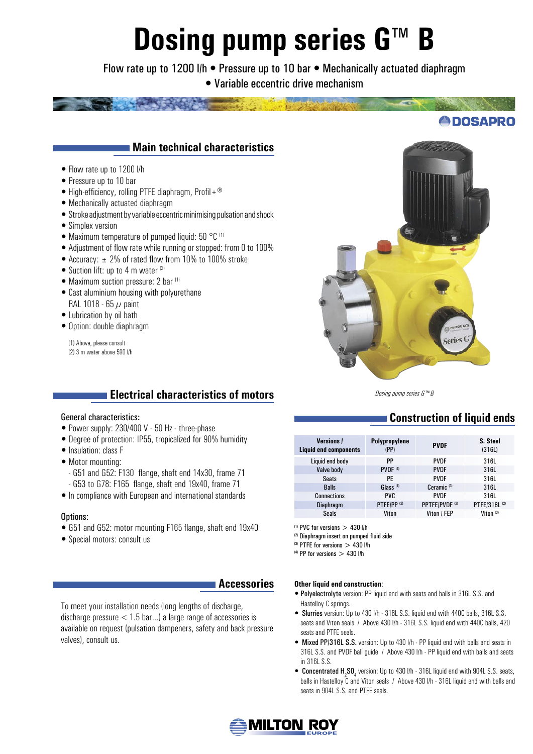# Dosing pump series G™ B

Flow rate up to 1200 l/h • Pressure up to 10 bar • Mechanically actuated diaphragm • Variable eccentric drive mechanism

DOSAPRO

## Main technical characteristics

- Flow rate up to 1200 l/h
- Pressure up to 10 bar
- High-efficiency, rolling PTFE diaphragm, Profil+®
- Mechanically actuated diaphragm
- Stroke adjustment by variable eccentric minimising pulsation and shock
- Simplex version
- Maximum temperature of pumped liquid: 50 °C [1]
- Adjustment of flow rate while running or stopped: from 0 to 100%
- Accuracy: ± 2% of rated flow from 10% to 100% stroke
- Suction lift: up to 4 m water [2]
- Maximum suction pressure: 2 bar [1]
- Cast aluminium housing with polyurethane RAL 1018 - 65 $\mu$ paint
- Lubrication by oil bath
- Option: double diaphragm

(1) Above, please consult
(2) 3 m water above 590 l/h

*Dosing pump series G™ B*

## Electrical characteristics of motors

General characteristics:

- Power supply: 230/400 V - 50 Hz - three-phase
- Degree of protection: IP55, tropicalized for 90% humidity
- Insulation: class F
- Motor mounting:
  - G51 and G52: F130 flange, shaft end 14x30, frame 71
  - G53 to G78: F165 flange, shaft end 19x40, frame 71
- In compliance with European and international standards

Options:

- G51 and G52: motor mounting F165 flange, shaft end 19x40
- Special motors: consult us

## Accessories

To meet your installation needs (long lengths of discharge, discharge pressure < 1.5 bar...) a large range of accessories is available on request (pulsation dampeners, safety and back pressure valves), consult us.

## Construction of liquid ends

| Versions / Liquid end components | Polypropylene (PP) | PVDF | S. Steel (316L) |
|---|---|---|---|
| Liquid end body | PP | PVDF | 316L |
| Valve body | PVDF [4] | PVDF | 316L |
| Seats | PE | PVDF | 316L |
| Balls | Glass [1] | Ceramic [3] | 316L |
| Connections | PVC | PVDF | 316L |
| Diaphragm | PTFE/PP [2] | PPTFE/PVDF [2] | PTFE/316L [2] |
| Seals | Viton | Viton / FEP | Viton [3] |

(1) PVC for versions > 430 l/h
(2) Diaphragm insert on pumped fluid side
(3) PTFE for versions > 430 l/h
(4) PP for versions > 430 l/h

**Other liquid end construction**:

- **Polyelectrolyte** version: PP liquid end with seats and balls in 316L S.S. and Hastelloy C springs.
- **Slurries** version: Up to 430 l/h - 316L S.S. liquid end with 440C balls, 316L S.S. seats and Viton seals / Above 430 l/h - 316L S.S. liquid end with 440C balls, 420 seats and PTFE seals.
- **Mixed PP/316L S.S.** version: Up to 430 l/h - PP liquid end with balls and seats in 316L S.S. and PVDF ball guide / Above 430 l/h - PP liquid end with balls and seats in 316L S.S.
- **Concentrated $H_2SO_4$** version: Up to 430 l/h - 316L liquid end with 904L S.S. seats, balls in Hastelloy C and Viton seals / Above 430 l/h - 316L liquid end with balls and seats in 904L S.S. and PTFE seals.

MILTON ROY EUROPE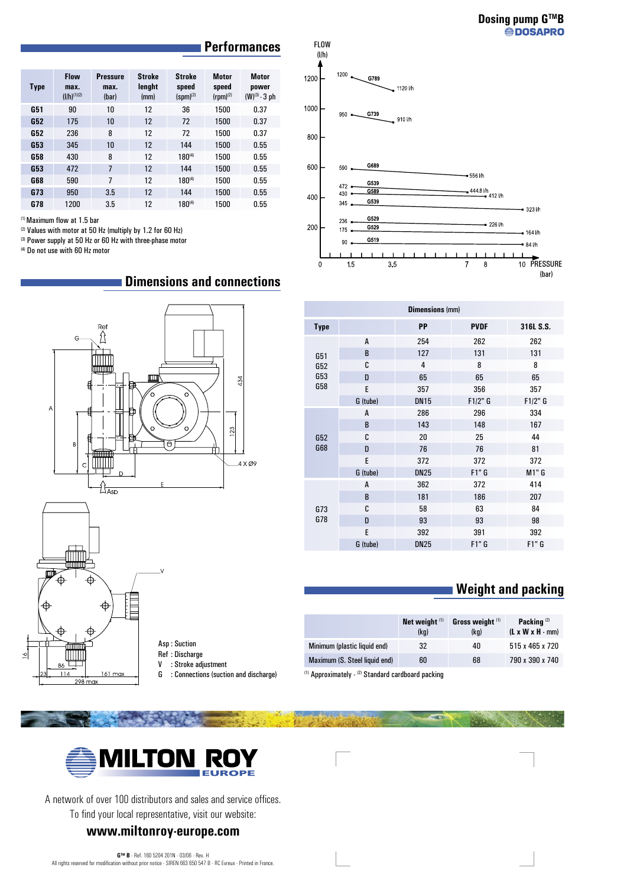## Performances

| Type | Flow max. (l/h)[1][2] | Pressure max. (bar) | Stroke lenght (mm) | Stroke speed (spm)[2] | Motor speed (rpm)[2] | Motor power (W)[3] - 3 ph |
|---|---|---|---|---|---|---|
| G51 | 90 | 10 | 12 | 36 | 1500 | 0.37 |
| G52 | 175 | 10 | 12 | 72 | 1500 | 0.37 |
| G52 | 236 | 8 | 12 | 72 | 1500 | 0.37 |
| G53 | 345 | 10 | 12 | 144 | 1500 | 0.55 |
| G58 | 430 | 8 | 12 | 180[4] | 1500 | 0.55 |
| G53 | 472 | 7 | 12 | 144 | 1500 | 0.55 |
| G68 | 590 | 7 | 12 | 180[4] | 1500 | 0.55 |
| G73 | 950 | 3.5 | 12 | 144 | 1500 | 0.55 |
| G78 | 1200 | 3.5 | 12 | 180[4] | 1500 | 0.55 |

[1] Maximum flow at 1.5 bar
[2] Values with motor at 50 Hz (multiply by 1.2 for 60 Hz)
[3] Power supply at 50 Hz or 60 Hz with three-phase motor
[4] Do not use with 60 Hz motor

FLOW (l/h)
1200 G789 1120 l/h
950 G739 910 l/h
590 G689 556 l/h
472 G539 444.8 l/h
430 G589 412 l/h
345 G539 323 l/h
236 G529 226 l/h
175 G529 164 l/h
90 G519 84 l/h
0 1.5 3.5 7 8 10 PRESSURE (bar)

## Dimensions and connections

Ref
G
A
B
C
D
E
Asp
434
123
4 X Ø9
V
16
23 114 86 161 max
298 max

Asp : Suction
Ref : Discharge
V : Stroke adjustment
G : Connections (suction and discharge)

| Type | Dimensions (mm) | PP | PVDF | 316L S.S. |
|---|---|---|---|---|
| G51 G52 G53 G58 | A | 254 | 262 | 262 |
| | B | 127 | 131 | 131 |
| | C | 4 | 8 | 8 |
| | D | 65 | 65 | 65 |
| | E | 357 | 356 | 357 |
| | G (tube) | DN15 | F1/2" G | F1/2" G |
| G52 G68 | A | 286 | 296 | 334 |
| | B | 143 | 148 | 167 |
| | C | 20 | 25 | 44 |
| | D | 76 | 76 | 81 |
| | E | 372 | 372 | 372 |
| | G (tube) | DN25 | F1" G | M1" G |
| G73 G78 | A | 362 | 372 | 414 |
| | B | 181 | 186 | 207 |
| | C | 58 | 63 | 84 |
| | D | 93 | 93 | 98 |
| | E | 392 | 391 | 392 |
| | G (tube) | DN25 | F1" G | F1" G |

## Weight and packing

| | Net weight [1] (kg) | Gross weight [1] (kg) | Packing [2] (L x W x H - mm) |
|---|---|---|---|
| Minimum (plastic liquid end) | 32 | 40 | 515 x 465 x 720 |
| Maximum (S. Steel liquid end) | 60 | 68 | 790 x 390 x 740 |

[1] Approximately - [2] Standard cardboard packing

**MILTON ROY EUROPE**

A network of over 100 distributors and sales and service offices.
To find your local representative, visit our website:

**www.miltonroy-europe.com**

GTM B - Ref. 160 5204 201N - 03/06 - Rev. H
All rights reserved for modification without prior notice - SIREN 663 650 547 B - RC Evreux - Printed in France.